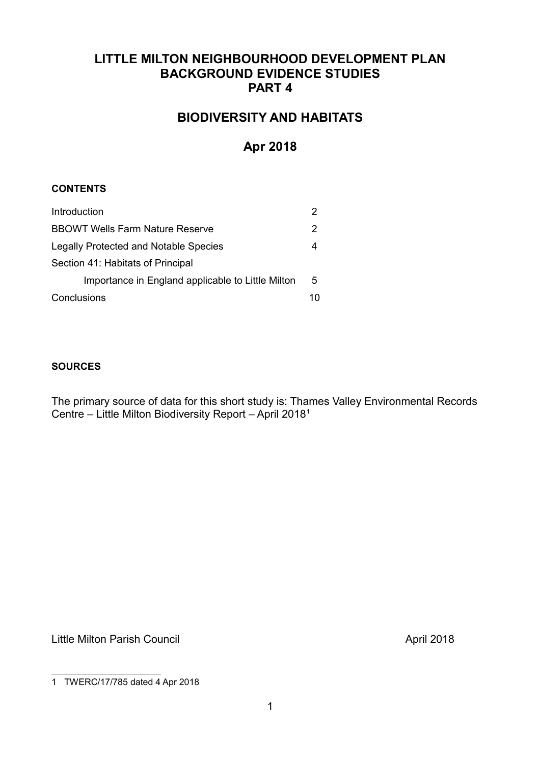# LITTLE MILTON NEIGHBOURHOOD DEVELOPMENT PLAN
# BACKGROUND EVIDENCE STUDIES
# PART 4

## BIODIVERSITY AND HABITATS

## Apr 2018

**CONTENTS**

| | |
|---|---|
| Introduction | 2 |
| BBOWT Wells Farm Nature Reserve | 2 |
| Legally Protected and Notable Species | 4 |
| Section 41: Habitats of Principal Importance in England applicable to Little Milton | 5 |
| Conclusions | 10 |

**SOURCES**

The primary source of data for this short study is: Thames Valley Environmental Records Centre – Little Milton Biodiversity Report – April 2018[1]

Little Milton Parish Council April 2018

[1] TWERC/17/785 dated 4 Apr 2018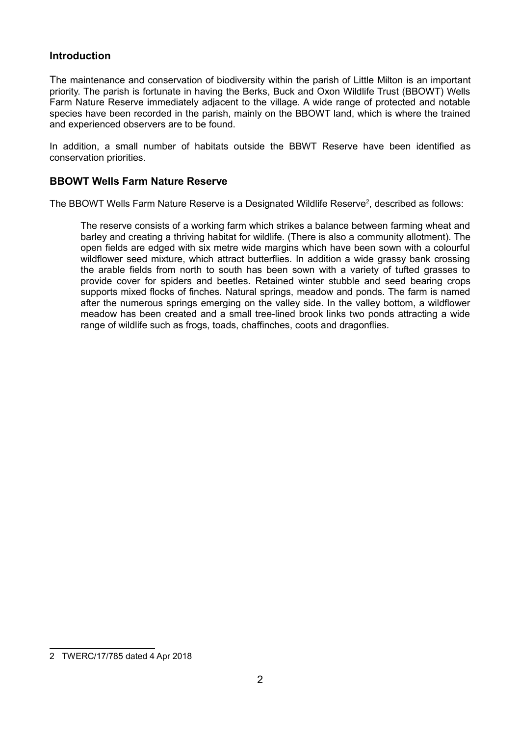## Introduction

The maintenance and conservation of biodiversity within the parish of Little Milton is an important priority. The parish is fortunate in having the Berks, Buck and Oxon Wildlife Trust (BBOWT) Wells Farm Nature Reserve immediately adjacent to the village. A wide range of protected and notable species have been recorded in the parish, mainly on the BBOWT land, which is where the trained and experienced observers are to be found.

In addition, a small number of habitats outside the BBWT Reserve have been identified as conservation priorities.

## BBOWT Wells Farm Nature Reserve

The BBOWT Wells Farm Nature Reserve is a Designated Wildlife Reserve[2], described as follows:

> The reserve consists of a working farm which strikes a balance between farming wheat and barley and creating a thriving habitat for wildlife. (There is also a community allotment). The open fields are edged with six metre wide margins which have been sown with a colourful wildflower seed mixture, which attract butterflies. In addition a wide grassy bank crossing the arable fields from north to south has been sown with a variety of tufted grasses to provide cover for spiders and beetles. Retained winter stubble and seed bearing crops supports mixed flocks of finches. Natural springs, meadow and ponds. The farm is named after the numerous springs emerging on the valley side. In the valley bottom, a wildflower meadow has been created and a small tree-lined brook links two ponds attracting a wide range of wildlife such as frogs, toads, chaffinches, coots and dragonflies.

[2] TWERC/17/785 dated 4 Apr 2018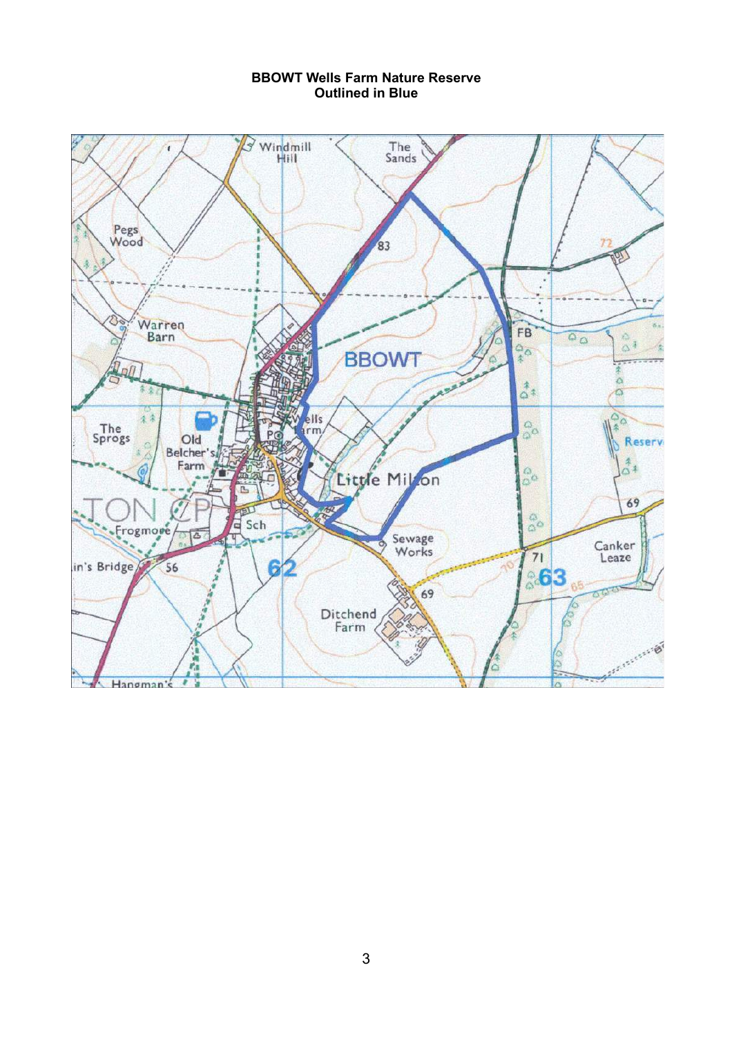**BBOWT Wells Farm Nature Reserve**
**Outlined in Blue**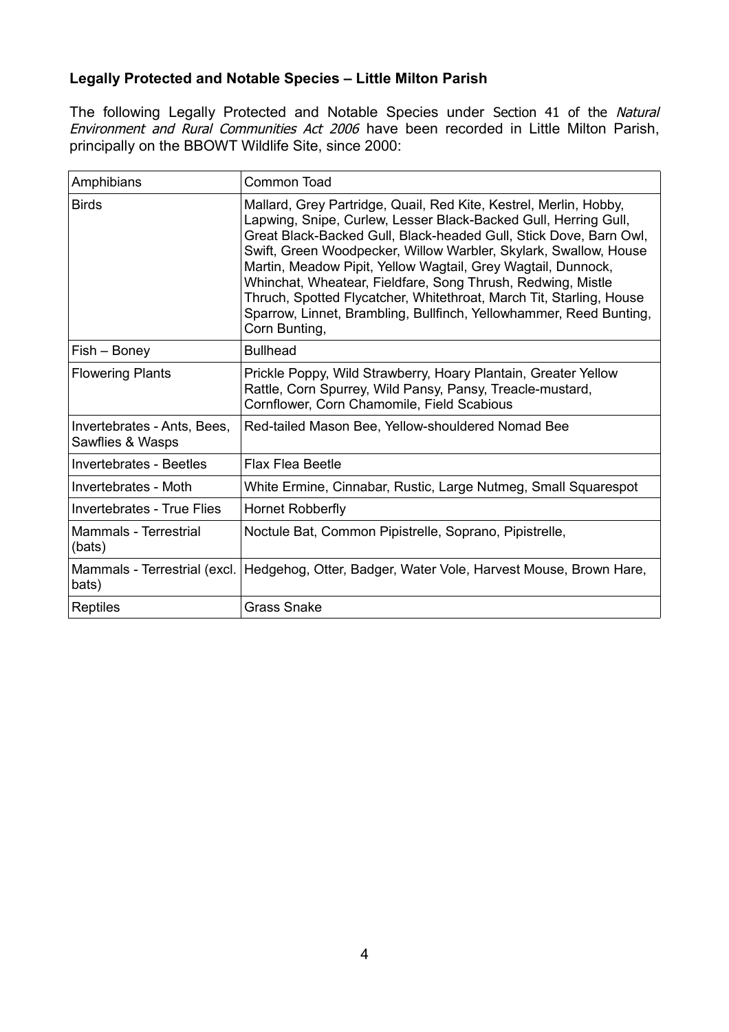**Legally Protected and Notable Species – Little Milton Parish**

The following Legally Protected and Notable Species under Section 41 of the *Natural Environment and Rural Communities Act 2006* have been recorded in Little Milton Parish, principally on the BBOWT Wildlife Site, since 2000:

| Amphibians | Common Toad |
|---|---|
| Birds | Mallard, Grey Partridge, Quail, Red Kite, Kestrel, Merlin, Hobby, Lapwing, Snipe, Curlew, Lesser Black-Backed Gull, Herring Gull, Great Black-Backed Gull, Black-headed Gull, Stick Dove, Barn Owl, Swift, Green Woodpecker, Willow Warbler, Skylark, Swallow, House Martin, Meadow Pipit, Yellow Wagtail, Grey Wagtail, Dunnock, Whinchat, Wheatear, Fieldfare, Song Thrush, Redwing, Mistle Thruch, Spotted Flycatcher, Whitethroat, March Tit, Starling, House Sparrow, Linnet, Brambling, Bullfinch, Yellowhammer, Reed Bunting, Corn Bunting, |
| Fish – Boney | Bullhead |
| Flowering Plants | Prickle Poppy, Wild Strawberry, Hoary Plantain, Greater Yellow Rattle, Corn Spurrey, Wild Pansy, Pansy, Treacle-mustard, Cornflower, Corn Chamomile, Field Scabious |
| Invertebrates - Ants, Bees, Sawflies & Wasps | Red-tailed Mason Bee, Yellow-shouldered Nomad Bee |
| Invertebrates - Beetles | Flax Flea Beetle |
| Invertebrates - Moth | White Ermine, Cinnabar, Rustic, Large Nutmeg, Small Squarespot |
| Invertebrates - True Flies | Hornet Robberfly |
| Mammals - Terrestrial (bats) | Noctule Bat, Common Pipistrelle, Soprano, Pipistrelle, |
| Mammals - Terrestrial (excl. bats) | Hedgehog, Otter, Badger, Water Vole, Harvest Mouse, Brown Hare, |
| Reptiles | Grass Snake |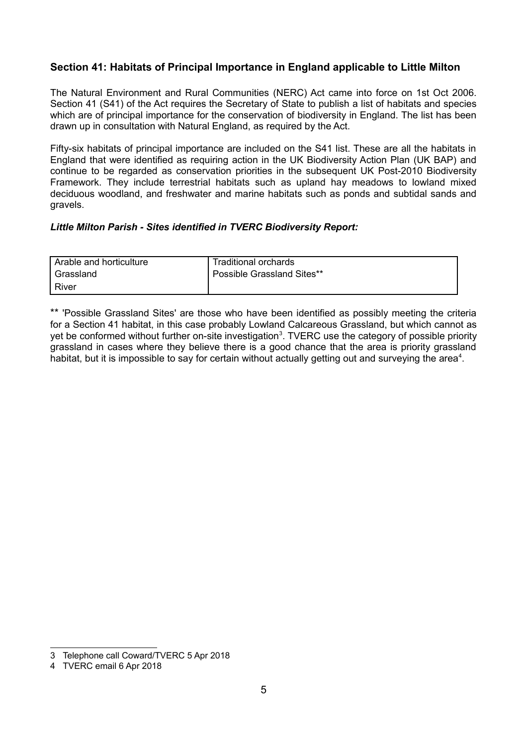## Section 41: Habitats of Principal Importance in England applicable to Little Milton

The Natural Environment and Rural Communities (NERC) Act came into force on 1st Oct 2006. Section 41 (S41) of the Act requires the Secretary of State to publish a list of habitats and species which are of principal importance for the conservation of biodiversity in England. The list has been drawn up in consultation with Natural England, as required by the Act.

Fifty-six habitats of principal importance are included on the S41 list. These are all the habitats in England that were identified as requiring action in the UK Biodiversity Action Plan (UK BAP) and continue to be regarded as conservation priorities in the subsequent UK Post-2010 Biodiversity Framework. They include terrestrial habitats such as upland hay meadows to lowland mixed deciduous woodland, and freshwater and marine habitats such as ponds and subtidal sands and gravels.

### *Little Milton Parish - Sites identified in TVERC Biodiversity Report:*

| | |
|---|---|
| Arable and horticulture | Traditional orchards |
| Grassland | Possible Grassland Sites** |
| River | |

** 'Possible Grassland Sites' are those who have been identified as possibly meeting the criteria for a Section 41 habitat, in this case probably Lowland Calcareous Grassland, but which cannot as yet be conformed without further on-site investigation[3]. TVERC use the category of possible priority grassland in cases where they believe there is a good chance that the area is priority grassland habitat, but it is impossible to say for certain without actually getting out and surveying the area[4].

---

3 Telephone call Coward/TVERC 5 Apr 2018

4 TVERC email 6 Apr 2018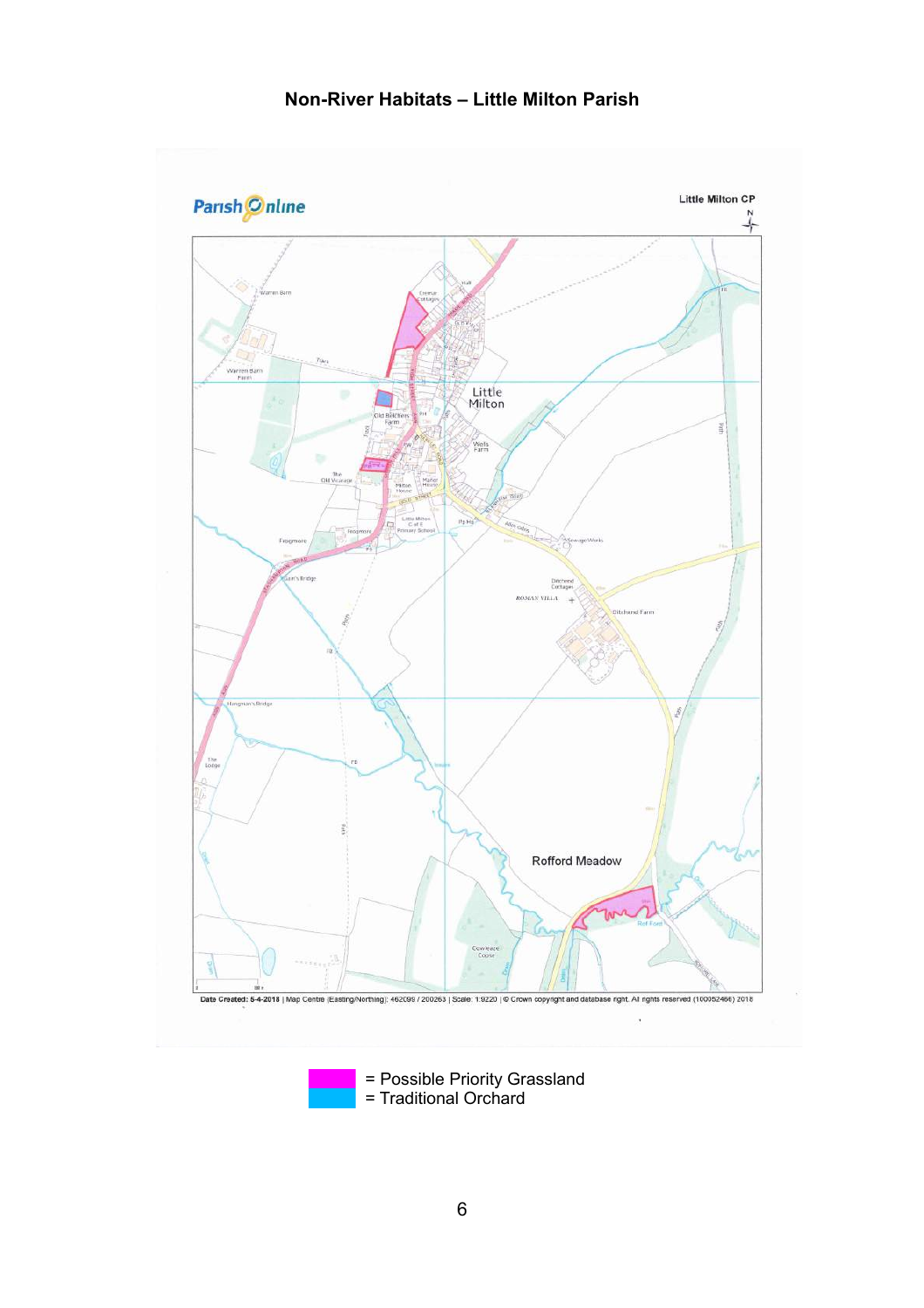# Non-River Habitats – Little Milton Parish

= Possible Priority Grassland

= Traditional Orchard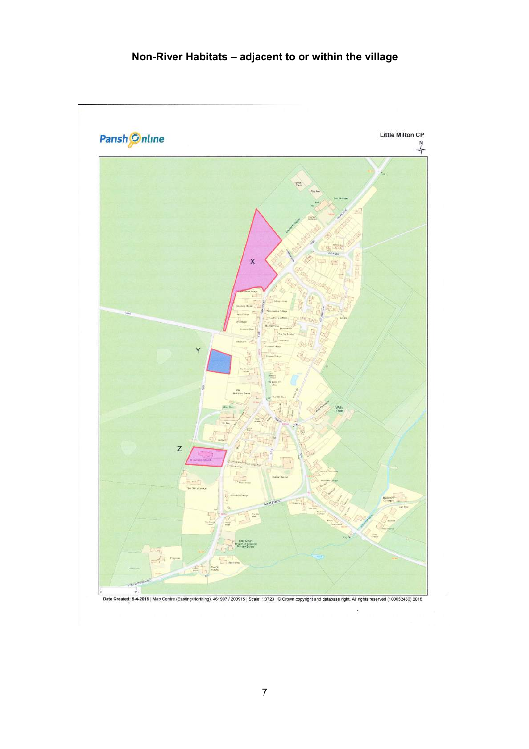## Non-River Habitats – adjacent to or within the village

Parish Online

Little Milton CP

X

Y

Z

Date Created: 5-4-2018 | Map Centre (Easting/Northing): 461907 / 200915 | Scale: 1:3723 | © Crown copyright and database right. All rights reserved (100052466) 2018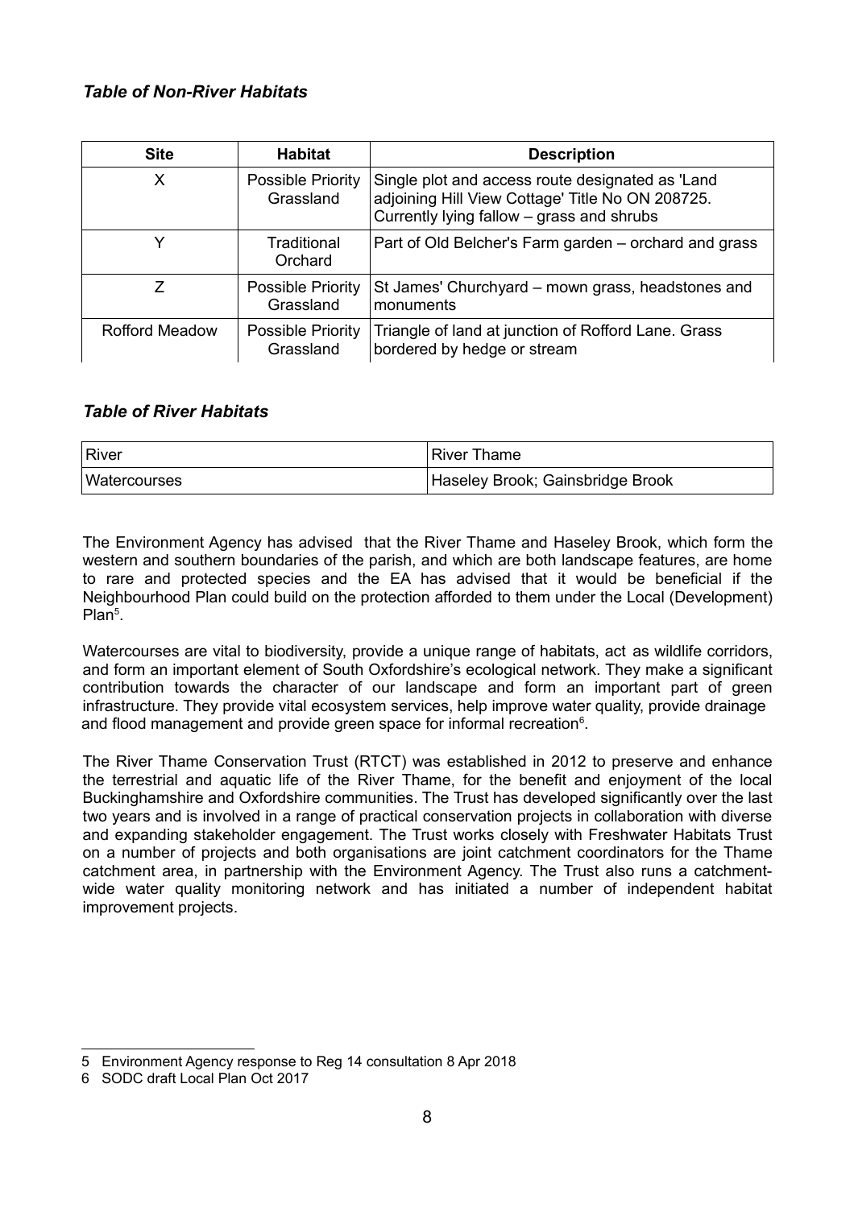### *Table of Non-River Habitats*

| Site | Habitat | Description |
| --- | --- | --- |
| X | Possible Priority Grassland | Single plot and access route designated as 'Land adjoining Hill View Cottage' Title No ON 208725. Currently lying fallow – grass and shrubs |
| Y | Traditional Orchard | Part of Old Belcher's Farm garden – orchard and grass |
| Z | Possible Priority Grassland | St James' Churchyard – mown grass, headstones and monuments |
| Rofford Meadow | Possible Priority Grassland | Triangle of land at junction of Rofford Lane. Grass bordered by hedge or stream |

### *Table of River Habitats*

| River | River Thame |
| --- | --- |
| Watercourses | Haseley Brook; Gainsbridge Brook |

The Environment Agency has advised that the River Thame and Haseley Brook, which form the western and southern boundaries of the parish, and which are both landscape features, are home to rare and protected species and the EA has advised that it would be beneficial if the Neighbourhood Plan could build on the protection afforded to them under the Local (Development) Plan[5].

Watercourses are vital to biodiversity, provide a unique range of habitats, act as wildlife corridors, and form an important element of South Oxfordshire's ecological network. They make a significant contribution towards the character of our landscape and form an important part of green infrastructure. They provide vital ecosystem services, help improve water quality, provide drainage and flood management and provide green space for informal recreation[6].

The River Thame Conservation Trust (RTCT) was established in 2012 to preserve and enhance the terrestrial and aquatic life of the River Thame, for the benefit and enjoyment of the local Buckinghamshire and Oxfordshire communities. The Trust has developed significantly over the last two years and is involved in a range of practical conservation projects in collaboration with diverse and expanding stakeholder engagement. The Trust works closely with Freshwater Habitats Trust on a number of projects and both organisations are joint catchment coordinators for the Thame catchment area, in partnership with the Environment Agency. The Trust also runs a catchment-wide water quality monitoring network and has initiated a number of independent habitat improvement projects.

---

5 Environment Agency response to Reg 14 consultation 8 Apr 2018

6 SODC draft Local Plan Oct 2017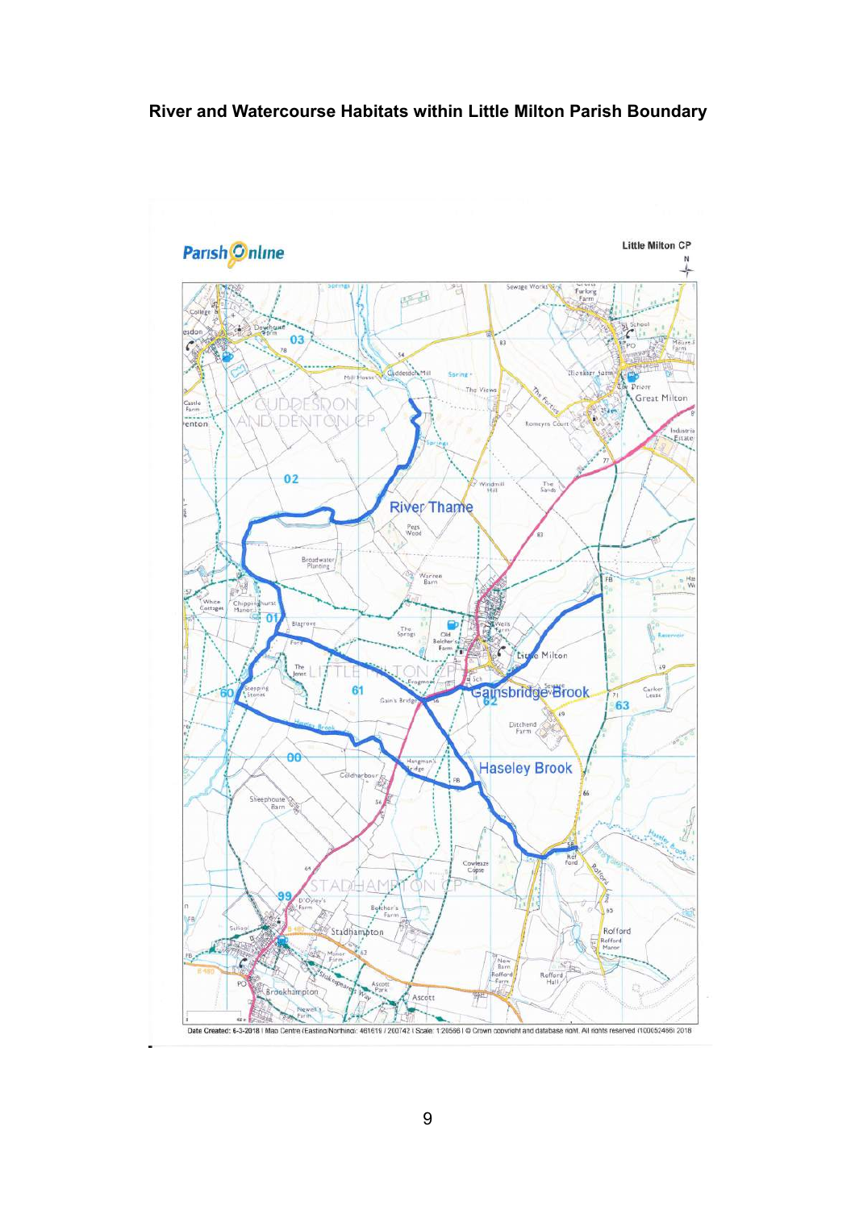**River and Watercourse Habitats within Little Milton Parish Boundary**

Parish Online

Little Milton CP

Date Created: 6-3-2018 | Map Centre (Easting/Northing): 461619 / 200742 | Scale: 1:20566 | © Crown copyright and database right. All rights reserved (100052486) 2018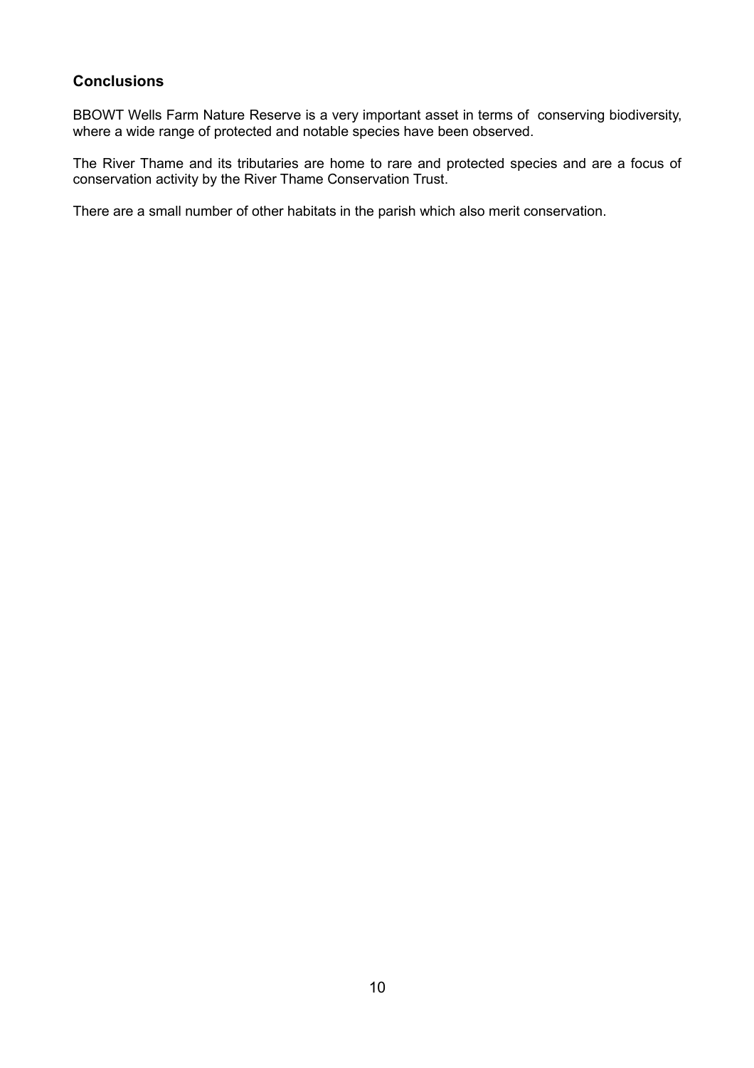## Conclusions

BBOWT Wells Farm Nature Reserve is a very important asset in terms of conserving biodiversity, where a wide range of protected and notable species have been observed.

The River Thame and its tributaries are home to rare and protected species and are a focus of conservation activity by the River Thame Conservation Trust.

There are a small number of other habitats in the parish which also merit conservation.